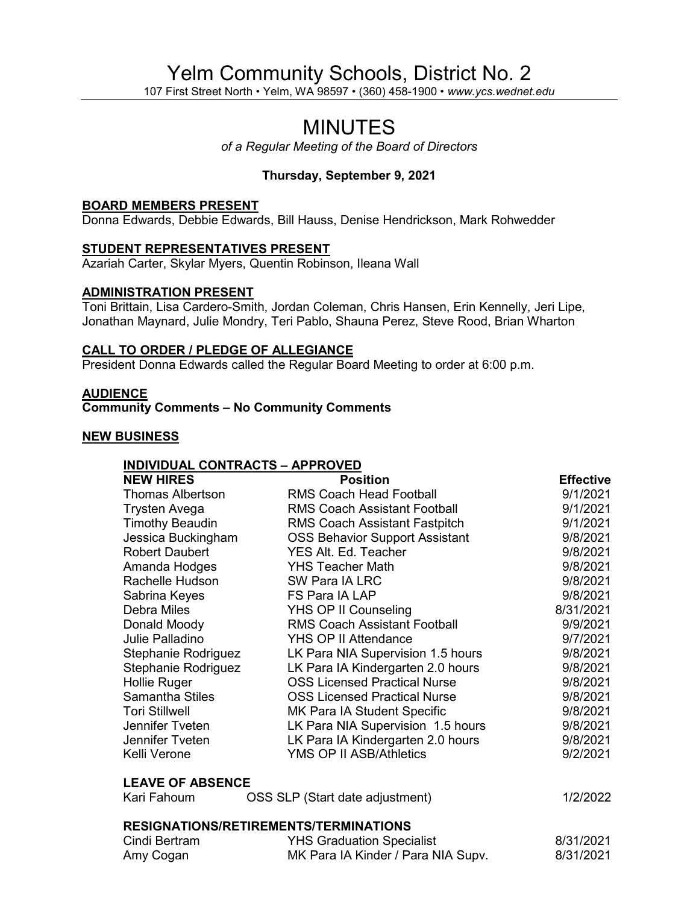# Yelm Community Schools, District No. 2

107 First Street North • Yelm, WA 98597 • (360) 458-1900 • *www.ycs.wednet.edu*

# MINUTES

*of a Regular Meeting of the Board of Directors*

**Thursday, September 9, 2021**

## BOARD MEMBERS PRESENT

Donna Edwards, Debbie Edwards, Bill Hauss, Denise Hendrickson, Mark Rohwedder

## STUDENT REPRESENTATIVES PRESENT

Azariah Carter, Skylar Myers, Quentin Robinson, Ileana Wall

## ADMINISTRATION PRESENT

Toni Brittain, Lisa Cardero-Smith, Jordan Coleman, Chris Hansen, Erin Kennelly, Jeri Lipe, Jonathan Maynard, Julie Mondry, Teri Pablo, Shauna Perez, Steve Rood, Brian Wharton

## CALL TO ORDER / PLEDGE OF ALLEGIANCE

President Donna Edwards called the Regular Board Meeting to order at 6:00 p.m.

## AUDIENCE

**Community Comments – No Community Comments**

## NEW BUSINESS

### INDIVIDUAL CONTRACTS – APPROVED

| NEW HIRES | Position | Effective |
|---|---|---|
| Thomas Albertson | RMS Coach Head Football | 9/1/2021 |
| Trysten Avega | RMS Coach Assistant Football | 9/1/2021 |
| Timothy Beaudin | RMS Coach Assistant Fastpitch | 9/1/2021 |
| Jessica Buckingham | OSS Behavior Support Assistant | 9/8/2021 |
| Robert Daubert | YES Alt. Ed. Teacher | 9/8/2021 |
| Amanda Hodges | YHS Teacher Math | 9/8/2021 |
| Rachelle Hudson | SW Para IA LRC | 9/8/2021 |
| Sabrina Keyes | FS Para IA LAP | 9/8/2021 |
| Debra Miles | YHS OP II Counseling | 8/31/2021 |
| Donald Moody | RMS Coach Assistant Football | 9/9/2021 |
| Julie Palladino | YHS OP II Attendance | 9/7/2021 |
| Stephanie Rodriguez | LK Para NIA Supervision 1.5 hours | 9/8/2021 |
| Stephanie Rodriguez | LK Para IA Kindergarten 2.0 hours | 9/8/2021 |
| Hollie Ruger | OSS Licensed Practical Nurse | 9/8/2021 |
| Samantha Stiles | OSS Licensed Practical Nurse | 9/8/2021 |
| Tori Stillwell | MK Para IA Student Specific | 9/8/2021 |
| Jennifer Tveten | LK Para NIA Supervision 1.5 hours | 9/8/2021 |
| Jennifer Tveten | LK Para IA Kindergarten 2.0 hours | 9/8/2021 |
| Kelli Verone | YMS OP II ASB/Athletics | 9/2/2021 |

**LEAVE OF ABSENCE**

| | | |
|---|---|---|
| Kari Fahoum | OSS SLP (Start date adjustment) | 1/2/2022 |

**RESIGNATIONS/RETIREMENTS/TERMINATIONS**

| | | |
|---|---|---|
| Cindi Bertram | YHS Graduation Specialist | 8/31/2021 |
| Amy Cogan | MK Para IA Kinder / Para NIA Supv. | 8/31/2021 |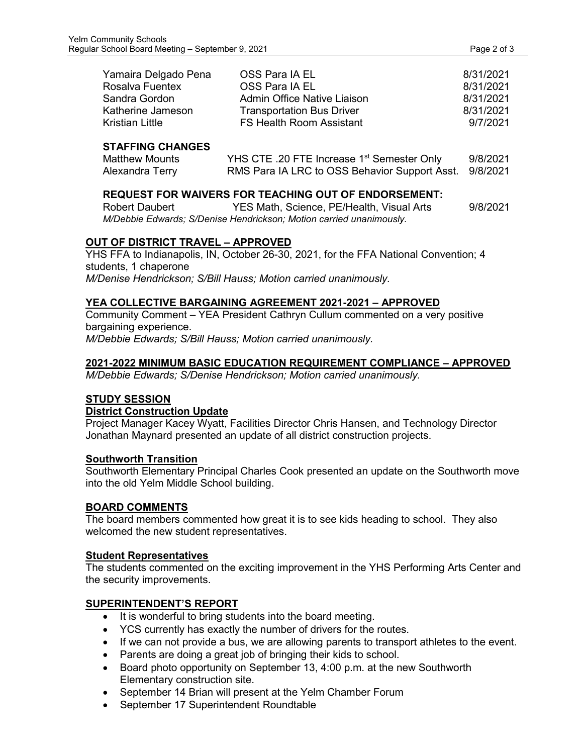| | | |
|---|---|---|
| Yamaira Delgado Pena | OSS Para IA EL | 8/31/2021 |
| Rosalva Fuentex | OSS Para IA EL | 8/31/2021 |
| Sandra Gordon | Admin Office Native Liaison | 8/31/2021 |
| Katherine Jameson | Transportation Bus Driver | 8/31/2021 |
| Kristian Little | FS Health Room Assistant | 9/7/2021 |

**STAFFING CHANGES**

| | | |
|---|---|---|
| Matthew Mounts | YHS CTE .20 FTE Increase 1st Semester Only | 9/8/2021 |
| Alexandra Terry | RMS Para IA LRC to OSS Behavior Support Asst. | 9/8/2021 |

**REQUEST FOR WAIVERS FOR TEACHING OUT OF ENDORSEMENT:**

| | | |
|---|---|---|
| Robert Daubert | YES Math, Science, PE/Health, Visual Arts | 9/8/2021 |

*M/Debbie Edwards; S/Denise Hendrickson; Motion carried unanimously.*

## OUT OF DISTRICT TRAVEL – APPROVED

YHS FFA to Indianapolis, IN, October 26-30, 2021, for the FFA National Convention; 4 students, 1 chaperone
*M/Denise Hendrickson; S/Bill Hauss; Motion carried unanimously.*

## YEA COLLECTIVE BARGAINING AGREEMENT 2021-2021 – APPROVED

Community Comment – YEA President Cathryn Cullum commented on a very positive bargaining experience.
*M/Debbie Edwards; S/Bill Hauss; Motion carried unanimously.*

## 2021-2022 MINIMUM BASIC EDUCATION REQUIREMENT COMPLIANCE – APPROVED

*M/Debbie Edwards; S/Denise Hendrickson; Motion carried unanimously.*

## STUDY SESSION

### District Construction Update

Project Manager Kacey Wyatt, Facilities Director Chris Hansen, and Technology Director Jonathan Maynard presented an update of all district construction projects.

### Southworth Transition

Southworth Elementary Principal Charles Cook presented an update on the Southworth move into the old Yelm Middle School building.

## BOARD COMMENTS

The board members commented how great it is to see kids heading to school. They also welcomed the new student representatives.

### Student Representatives

The students commented on the exciting improvement in the YHS Performing Arts Center and the security improvements.

## SUPERINTENDENT'S REPORT

- It is wonderful to bring students into the board meeting.
- YCS currently has exactly the number of drivers for the routes.
- If we can not provide a bus, we are allowing parents to transport athletes to the event.
- Parents are doing a great job of bringing their kids to school.
- Board photo opportunity on September 13, 4:00 p.m. at the new Southworth Elementary construction site.
- September 14 Brian will present at the Yelm Chamber Forum
- September 17 Superintendent Roundtable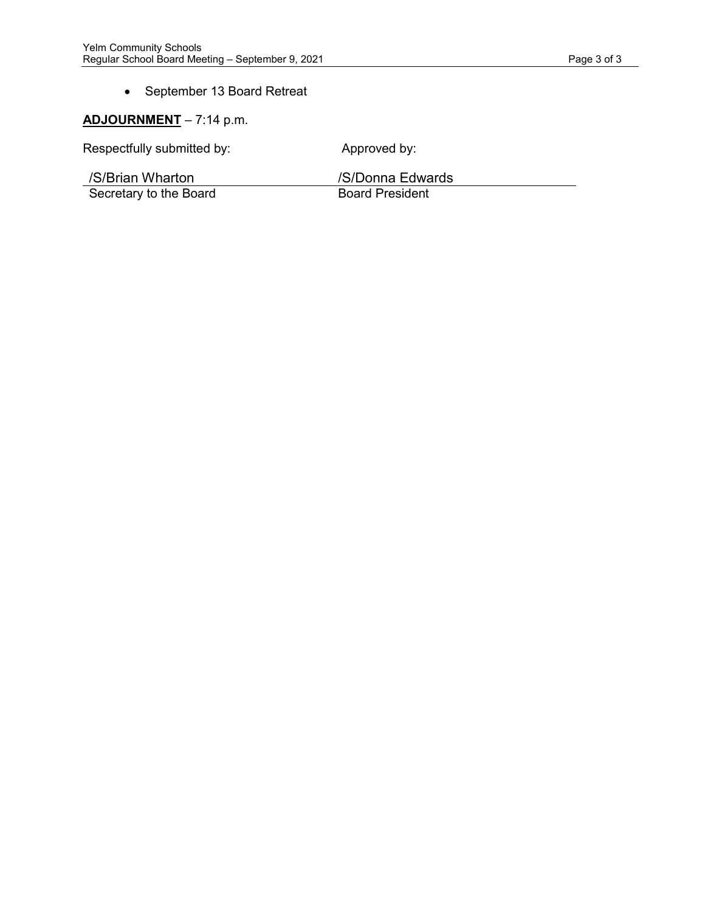- September 13 Board Retreat

**ADJOURNMENT** – 7:14 p.m.

| | |
|---|---|
| Respectfully submitted by: | Approved by: |
| /S/Brian Wharton | /S/Donna Edwards |
| Secretary to the Board | Board President |